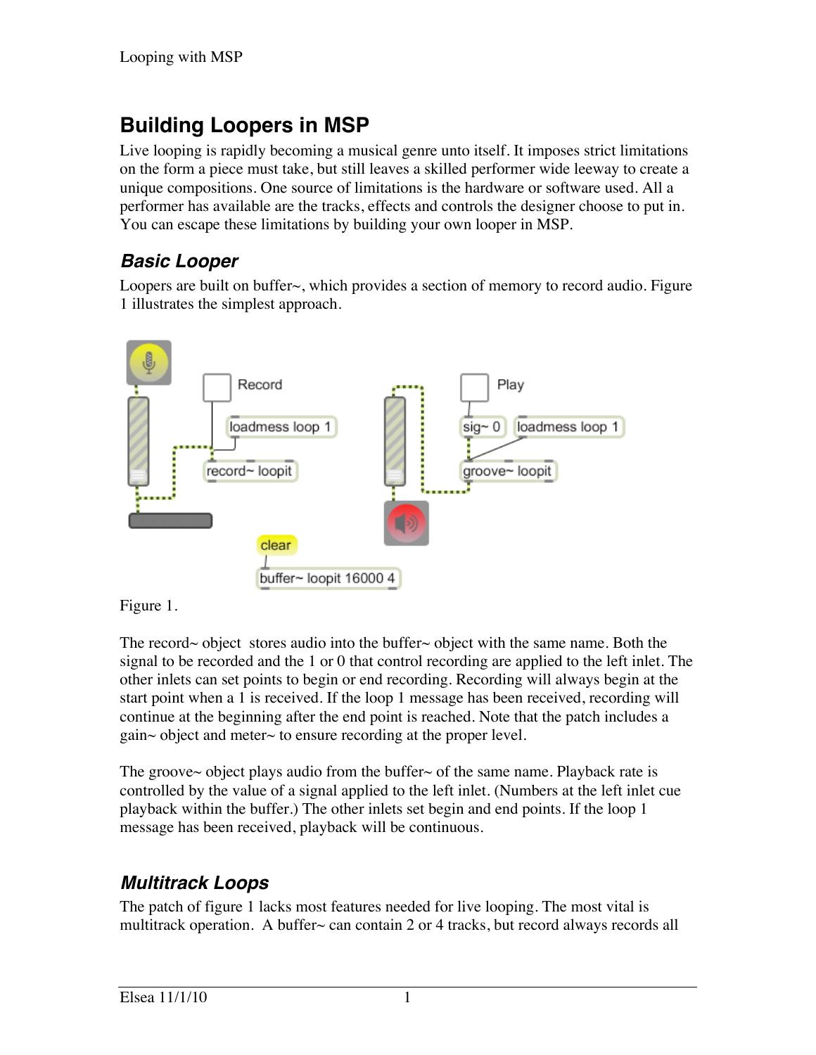# Building Loopers in MSP

Live looping is rapidly becoming a musical genre unto itself. It imposes strict limitations on the form a piece must take, but still leaves a skilled performer wide leeway to create a unique compositions. One source of limitations is the hardware or software used. All a performer has available are the tracks, effects and controls the designer choose to put in. You can escape these limitations by building your own looper in MSP.

## *Basic Looper*

Loopers are built on buffer~, which provides a section of memory to record audio. Figure 1 illustrates the simplest approach.

Figure 1.

The record~ object stores audio into the buffer~ object with the same name. Both the signal to be recorded and the 1 or 0 that control recording are applied to the left inlet. The other inlets can set points to begin or end recording. Recording will always begin at the start point when a 1 is received. If the loop 1 message has been received, recording will continue at the beginning after the end point is reached. Note that the patch includes a gain~ object and meter~ to ensure recording at the proper level.

The groove~ object plays audio from the buffer~ of the same name. Playback rate is controlled by the value of a signal applied to the left inlet. (Numbers at the left inlet cue playback within the buffer.) The other inlets set begin and end points. If the loop 1 message has been received, playback will be continuous.

## *Multitrack Loops*

The patch of figure 1 lacks most features needed for live looping. The most vital is multitrack operation. A buffer~ can contain 2 or 4 tracks, but record always records all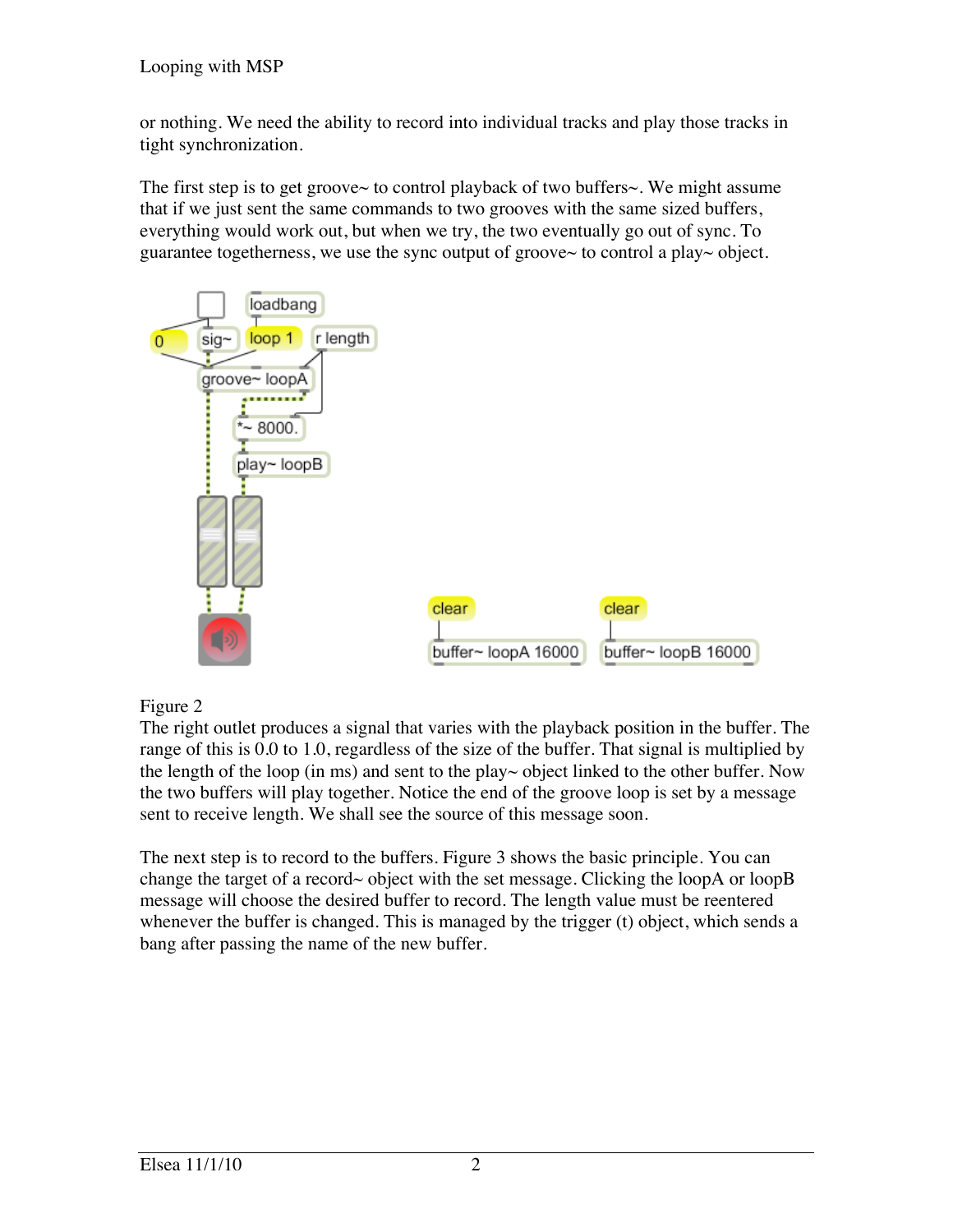or nothing. We need the ability to record into individual tracks and play those tracks in tight synchronization.

The first step is to get groove~ to control playback of two buffers~. We might assume that if we just sent the same commands to two grooves with the same sized buffers, everything would work out, but when we try, the two eventually go out of sync. To guarantee togetherness, we use the sync output of groove~ to control a play~ object.

Figure 2

The right outlet produces a signal that varies with the playback position in the buffer. The range of this is 0.0 to 1.0, regardless of the size of the buffer. That signal is multiplied by the length of the loop (in ms) and sent to the play~ object linked to the other buffer. Now the two buffers will play together. Notice the end of the groove loop is set by a message sent to receive length. We shall see the source of this message soon.

The next step is to record to the buffers. Figure 3 shows the basic principle. You can change the target of a record~ object with the set message. Clicking the loopA or loopB message will choose the desired buffer to record. The length value must be reentered whenever the buffer is changed. This is managed by the trigger (t) object, which sends a bang after passing the name of the new buffer.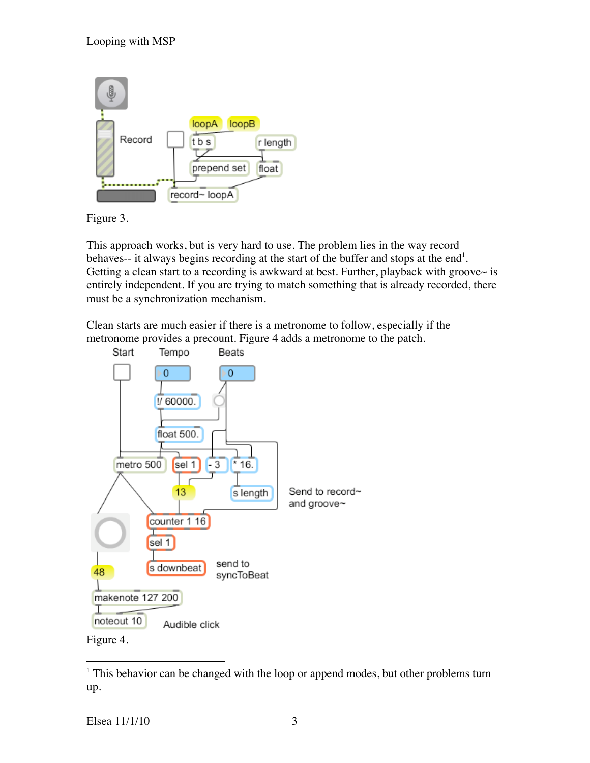Figure 3.

This approach works, but is very hard to use. The problem lies in the way record behaves-- it always begins recording at the start of the buffer and stops at the end[1]. Getting a clean start to a recording is awkward at best. Further, playback with groove~ is entirely independent. If you are trying to match something that is already recorded, there must be a synchronization mechanism.

Clean starts are much easier if there is a metronome to follow, especially if the metronome provides a precount. Figure 4 adds a metronome to the patch.

Figure 4.

[1] This behavior can be changed with the loop or append modes, but other problems turn up.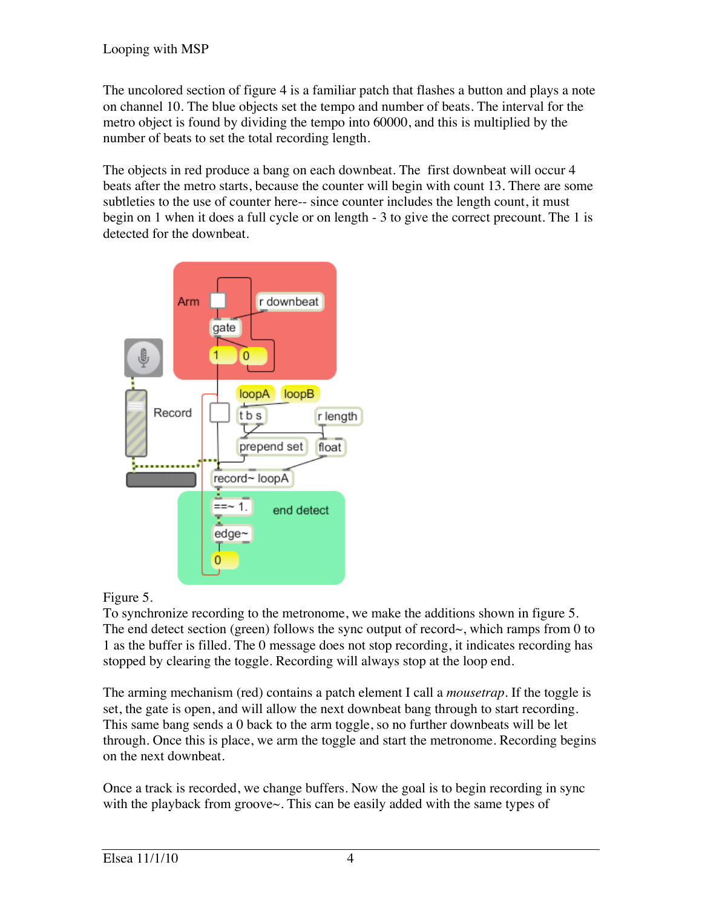The uncolored section of figure 4 is a familiar patch that flashes a button and plays a note on channel 10. The blue objects set the tempo and number of beats. The interval for the metro object is found by dividing the tempo into 60000, and this is multiplied by the number of beats to set the total recording length.

The objects in red produce a bang on each downbeat. The first downbeat will occur 4 beats after the metro starts, because the counter will begin with count 13. There are some subtleties to the use of counter here-- since counter includes the length count, it must begin on 1 when it does a full cycle or on length - 3 to give the correct precount. The 1 is detected for the downbeat.

Figure 5.

To synchronize recording to the metronome, we make the additions shown in figure 5. The end detect section (green) follows the sync output of record~, which ramps from 0 to 1 as the buffer is filled. The 0 message does not stop recording, it indicates recording has stopped by clearing the toggle. Recording will always stop at the loop end.

The arming mechanism (red) contains a patch element I call a *mousetrap*. If the toggle is set, the gate is open, and will allow the next downbeat bang through to start recording. This same bang sends a 0 back to the arm toggle, so no further downbeats will be let through. Once this is place, we arm the toggle and start the metronome. Recording begins on the next downbeat.

Once a track is recorded, we change buffers. Now the goal is to begin recording in sync with the playback from groove~. This can be easily added with the same types of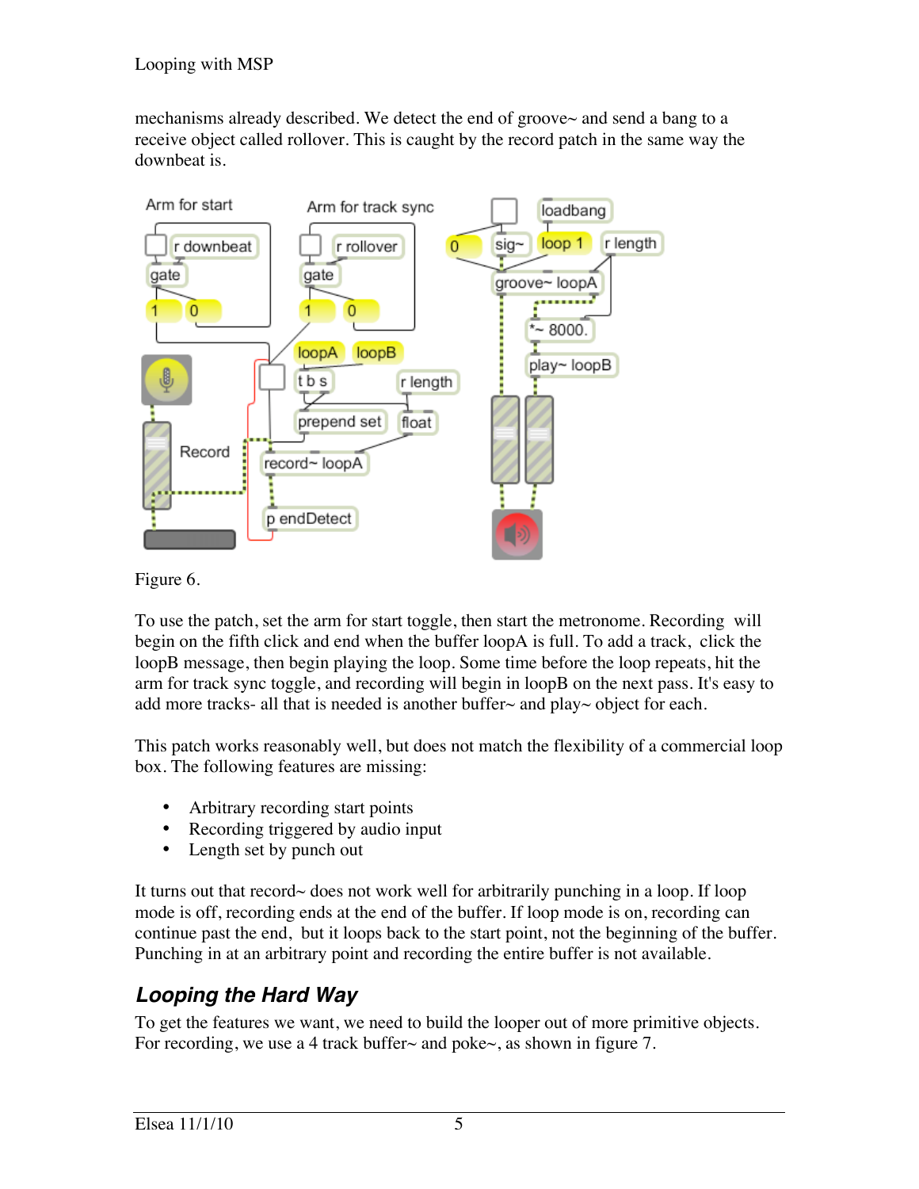mechanisms already described. We detect the end of groove~ and send a bang to a receive object called rollover. This is caught by the record patch in the same way the downbeat is.

Figure 6.

To use the patch, set the arm for start toggle, then start the metronome. Recording will begin on the fifth click and end when the buffer loopA is full. To add a track, click the loopB message, then begin playing the loop. Some time before the loop repeats, hit the arm for track sync toggle, and recording will begin in loopB on the next pass. It's easy to add more tracks- all that is needed is another buffer~ and play~ object for each.

This patch works reasonably well, but does not match the flexibility of a commercial loop box. The following features are missing:

- Arbitrary recording start points
- Recording triggered by audio input
- Length set by punch out

It turns out that record~ does not work well for arbitrarily punching in a loop. If loop mode is off, recording ends at the end of the buffer. If loop mode is on, recording can continue past the end, but it loops back to the start point, not the beginning of the buffer. Punching in at an arbitrary point and recording the entire buffer is not available.

## *Looping the Hard Way*

To get the features we want, we need to build the looper out of more primitive objects. For recording, we use a 4 track buffer~ and poke~, as shown in figure 7.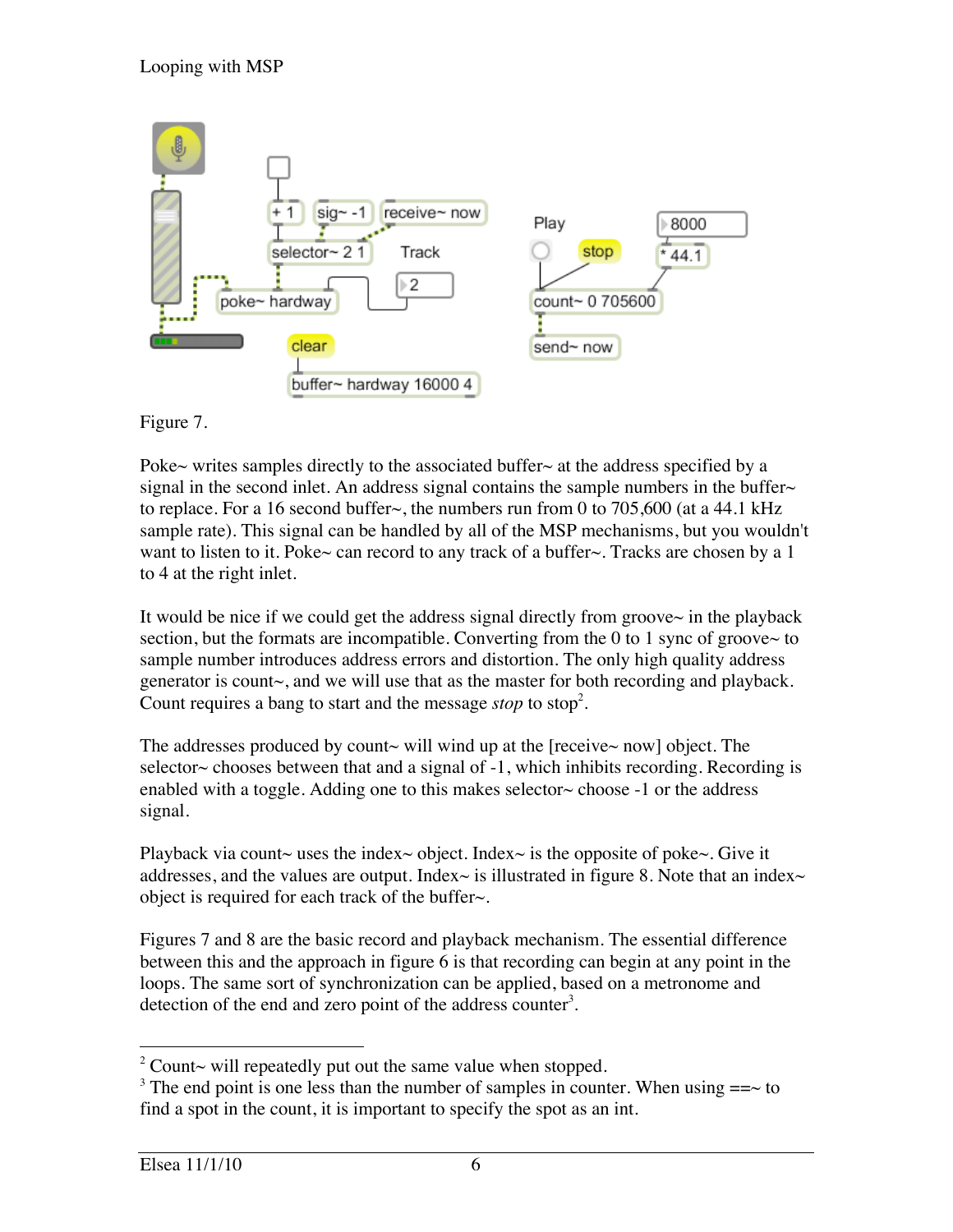Figure 7.

Poke~ writes samples directly to the associated buffer~ at the address specified by a signal in the second inlet. An address signal contains the sample numbers in the buffer~ to replace. For a 16 second buffer~, the numbers run from 0 to 705,600 (at a 44.1 kHz sample rate). This signal can be handled by all of the MSP mechanisms, but you wouldn't want to listen to it. Poke~ can record to any track of a buffer~. Tracks are chosen by a 1 to 4 at the right inlet.

It would be nice if we could get the address signal directly from groove~ in the playback section, but the formats are incompatible. Converting from the 0 to 1 sync of groove~ to sample number introduces address errors and distortion. The only high quality address generator is count~, and we will use that as the master for both recording and playback. Count requires a bang to start and the message *stop* to stop[2].

The addresses produced by count~ will wind up at the [receive~ now] object. The selector~ chooses between that and a signal of -1, which inhibits recording. Recording is enabled with a toggle. Adding one to this makes selector~ choose -1 or the address signal.

Playback via count~ uses the index~ object. Index~ is the opposite of poke~. Give it addresses, and the values are output. Index~ is illustrated in figure 8. Note that an index~ object is required for each track of the buffer~.

Figures 7 and 8 are the basic record and playback mechanism. The essential difference between this and the approach in figure 6 is that recording can begin at any point in the loops. The same sort of synchronization can be applied, based on a metronome and detection of the end and zero point of the address counter[3].

---

[2] Count~ will repeatedly put out the same value when stopped.

[3] The end point is one less than the number of samples in counter. When using ==~ to find a spot in the count, it is important to specify the spot as an int.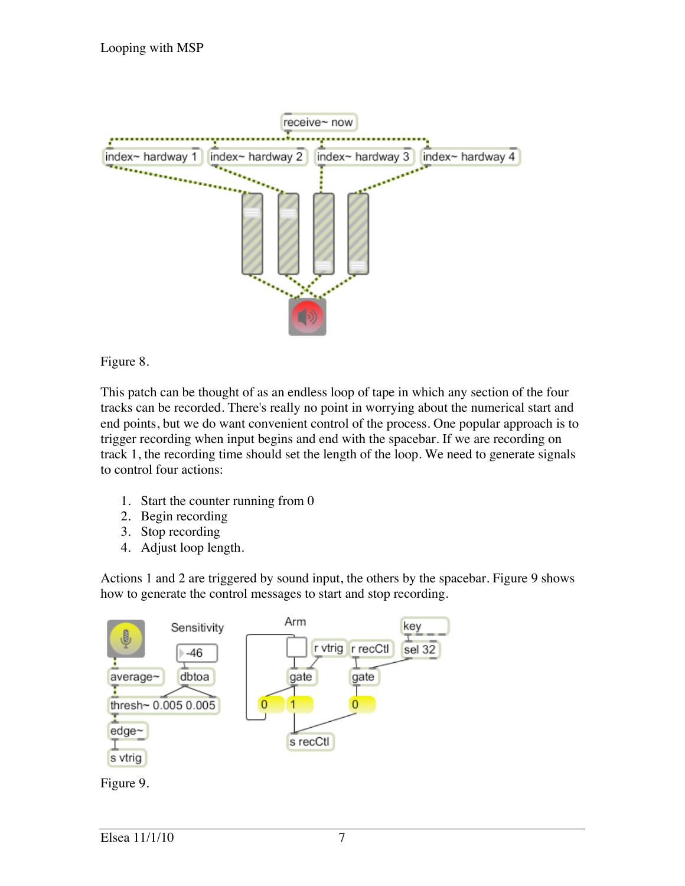Figure 8.

This patch can be thought of as an endless loop of tape in which any section of the four tracks can be recorded. There's really no point in worrying about the numerical start and end points, but we do want convenient control of the process. One popular approach is to trigger recording when input begins and end with the spacebar. If we are recording on track 1, the recording time should set the length of the loop. We need to generate signals to control four actions:

1. Start the counter running from 0
2. Begin recording
3. Stop recording
4. Adjust loop length.

Actions 1 and 2 are triggered by sound input, the others by the spacebar. Figure 9 shows how to generate the control messages to start and stop recording.

Figure 9.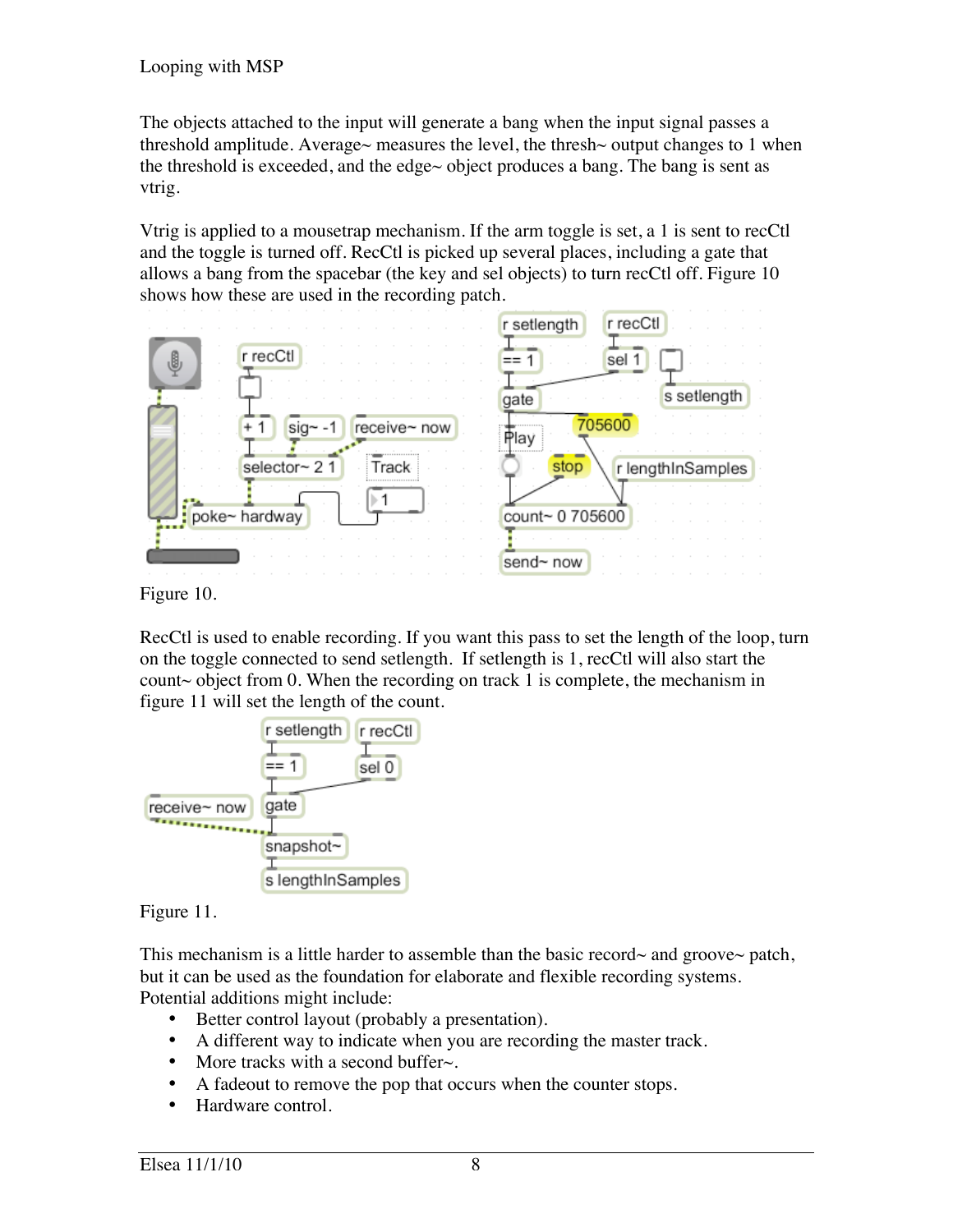The objects attached to the input will generate a bang when the input signal passes a threshold amplitude. Average~ measures the level, the thresh~ output changes to 1 when the threshold is exceeded, and the edge~ object produces a bang. The bang is sent as vtrig.

Vtrig is applied to a mousetrap mechanism. If the arm toggle is set, a 1 is sent to recCtl and the toggle is turned off. RecCtl is picked up several places, including a gate that allows a bang from the spacebar (the key and sel objects) to turn recCtl off. Figure 10 shows how these are used in the recording patch.

Figure 10.

RecCtl is used to enable recording. If you want this pass to set the length of the loop, turn on the toggle connected to send setlength. If setlength is 1, recCtl will also start the count~ object from 0. When the recording on track 1 is complete, the mechanism in figure 11 will set the length of the count.

Figure 11.

This mechanism is a little harder to assemble than the basic record~ and groove~ patch, but it can be used as the foundation for elaborate and flexible recording systems. Potential additions might include:

- Better control layout (probably a presentation).
- A different way to indicate when you are recording the master track.
- More tracks with a second buffer~.
- A fadeout to remove the pop that occurs when the counter stops.
- Hardware control.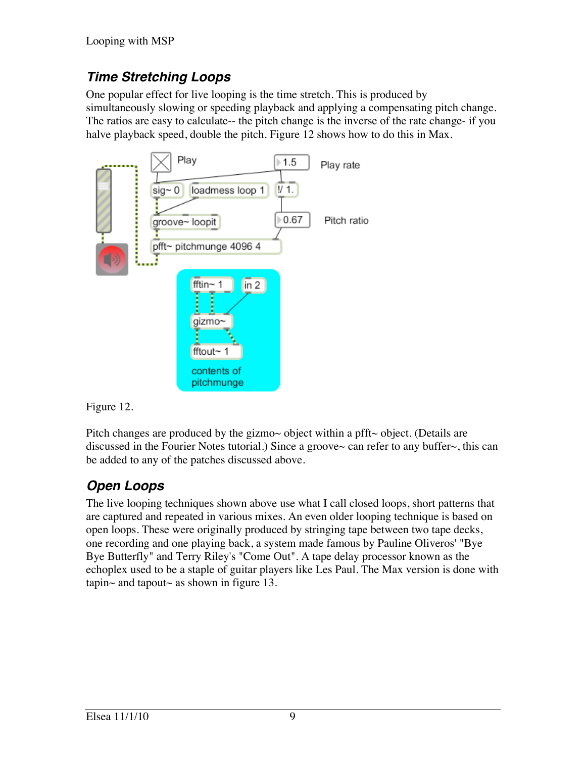## Time Stretching Loops

One popular effect for live looping is the time stretch. This is produced by simultaneously slowing or speeding playback and applying a compensating pitch change. The ratios are easy to calculate-- the pitch change is the inverse of the rate change- if you halve playback speed, double the pitch. Figure 12 shows how to do this in Max.

Figure 12.

Pitch changes are produced by the gizmo~ object within a pfft~ object. (Details are discussed in the Fourier Notes tutorial.) Since a groove~ can refer to any buffer~, this can be added to any of the patches discussed above.

## Open Loops

The live looping techniques shown above use what I call closed loops, short patterns that are captured and repeated in various mixes. An even older looping technique is based on open loops. These were originally produced by stringing tape between two tape decks, one recording and one playing back, a system made famous by Pauline Oliveros' "Bye Bye Butterfly" and Terry Riley's "Come Out". A tape delay processor known as the echoplex used to be a staple of guitar players like Les Paul. The Max version is done with tapin~ and tapout~ as shown in figure 13.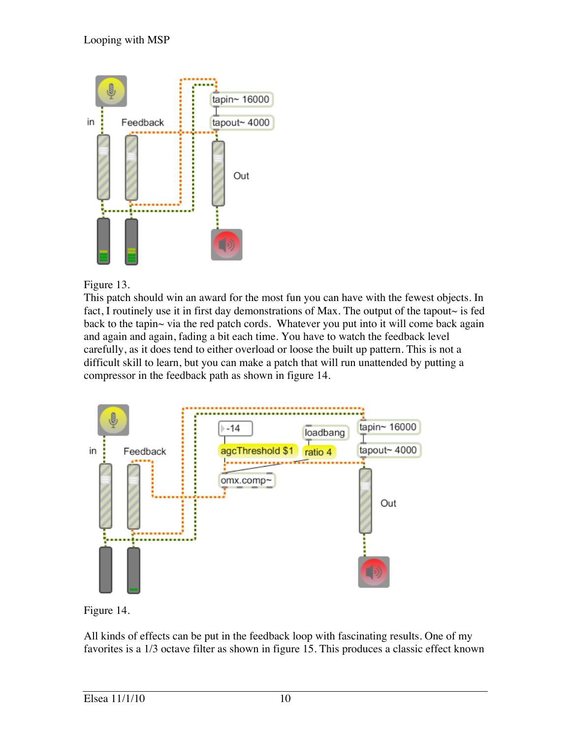Figure 13.

This patch should win an award for the most fun you can have with the fewest objects. In fact, I routinely use it in first day demonstrations of Max. The output of the tapout~ is fed back to the tapin~ via the red patch cords. Whatever you put into it will come back again and again and again, fading a bit each time. You have to watch the feedback level carefully, as it does tend to either overload or loose the built up pattern. This is not a difficult skill to learn, but you can make a patch that will run unattended by putting a compressor in the feedback path as shown in figure 14.

Figure 14.

All kinds of effects can be put in the feedback loop with fascinating results. One of my favorites is a 1/3 octave filter as shown in figure 15. This produces a classic effect known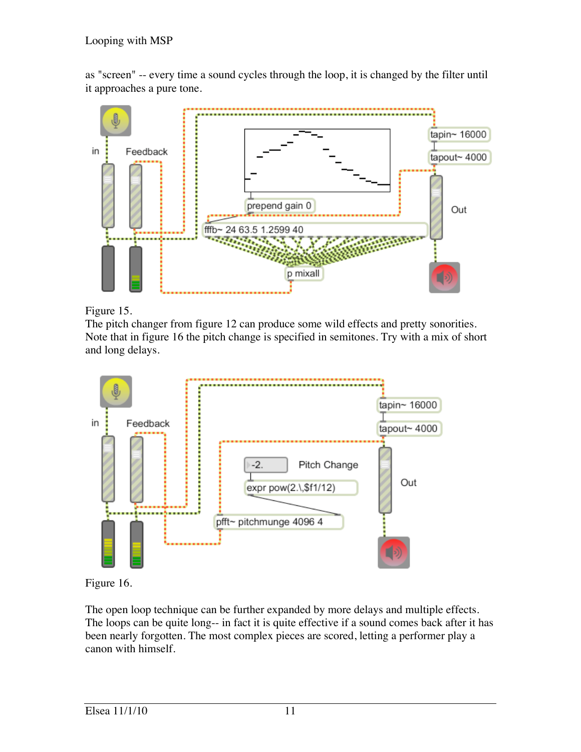as "screen" -- every time a sound cycles through the loop, it is changed by the filter until it approaches a pure tone.

in
Feedback
prepend gain 0
fffb~ 24 63.5 1.2599 40
p mixall
tapin~ 16000
tapout~ 4000
Out

Figure 15.

The pitch changer from figure 12 can produce some wild effects and pretty sonorities. Note that in figure 16 the pitch change is specified in semitones. Try with a mix of short and long delays.

in
Feedback
-2.
Pitch Change
expr pow(2.\,$f1/12)
pfft~ pitchmunge 4096 4
tapin~ 16000
tapout~ 4000
Out

Figure 16.

The open loop technique can be further expanded by more delays and multiple effects. The loops can be quite long-- in fact it is quite effective if a sound comes back after it has been nearly forgotten. The most complex pieces are scored, letting a performer play a canon with himself.